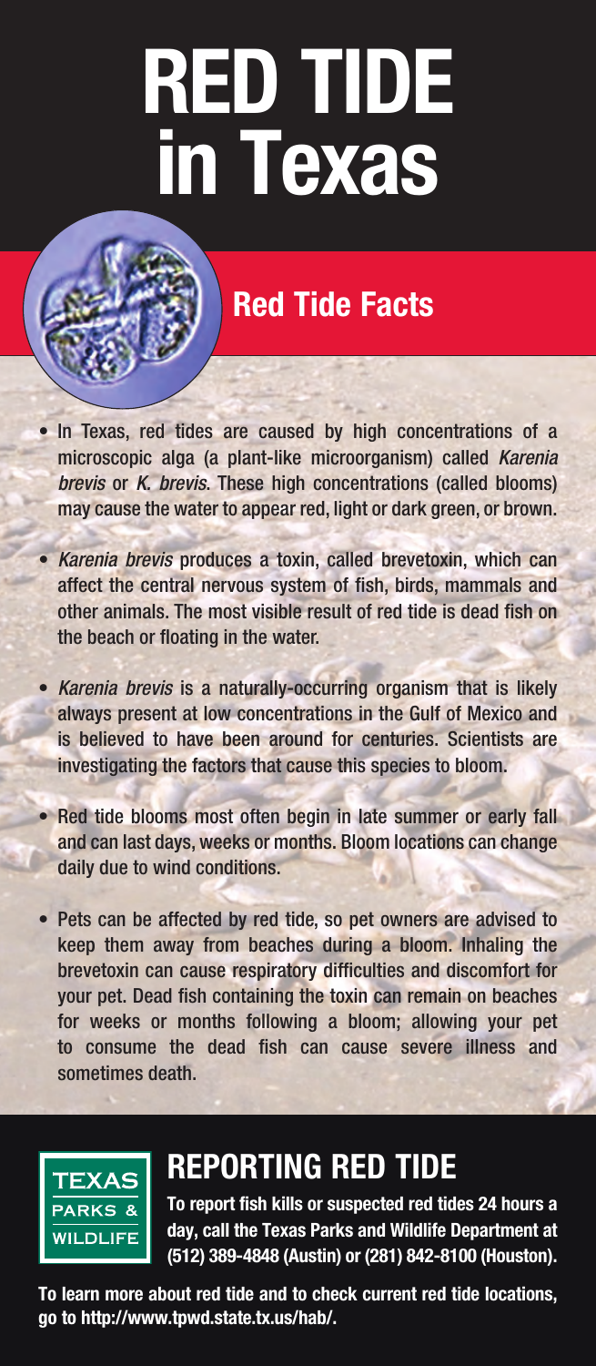# RED TIDE in Texas

## Red Tide Facts

- In Texas, red tides are caused by high concentrations of a microscopic alga (a plant-like microorganism) called *Karenia brevis* or *K. brevis*. These high concentrations (called blooms) may cause the water to appear red, light or dark green, or brown.
- *Karenia brevis* produces a toxin, called brevetoxin, which can affect the central nervous system of fish, birds, mammals and other animals. The most visible result of red tide is dead fish on the beach or floating in the water.
- *Karenia brevis* is a naturally-occurring organism that is likely always present at low concentrations in the Gulf of Mexico and is believed to have been around for centuries. Scientists are investigating the factors that cause this species to bloom.
- Red tide blooms most often begin in late summer or early fall and can last days, weeks or months. Bloom locations can change daily due to wind conditions.
- Pets can be affected by red tide, so pet owners are advised to keep them away from beaches during a bloom. Inhaling the brevetoxin can cause respiratory difficulties and discomfort for your pet. Dead fish containing the toxin can remain on beaches for weeks or months following a bloom; allowing your pet to consume the dead fish can cause severe illness and sometimes death.

TEXAS PARKS & WILDLIFE

## REPORTING RED TIDE

**To report fish kills or suspected red tides 24 hours a day, call the Texas Parks and Wildlife Department at (512) 389-4848 (Austin) or (281) 842-8100 (Houston).**

**To learn more about red tide and to check current red tide locations, go to http://www.tpwd.state.tx.us/hab/.**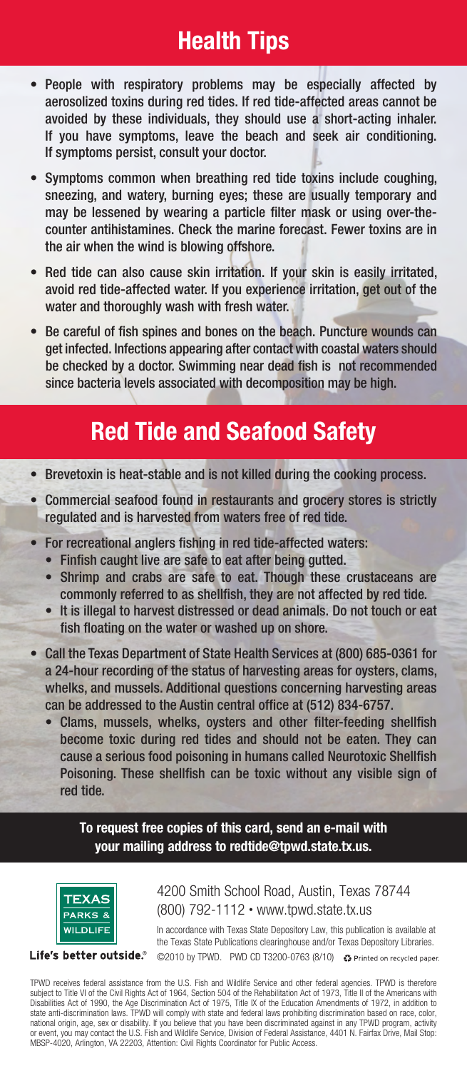## Health Tips

- People with respiratory problems may be especially affected by aerosolized toxins during red tides. If red tide-affected areas cannot be avoided by these individuals, they should use a short-acting inhaler. If you have symptoms, leave the beach and seek air conditioning. If symptoms persist, consult your doctor.
- Symptoms common when breathing red tide toxins include coughing, sneezing, and watery, burning eyes; these are usually temporary and may be lessened by wearing a particle filter mask or using over-the-counter antihistamines. Check the marine forecast. Fewer toxins are in the air when the wind is blowing offshore.
- Red tide can also cause skin irritation. If your skin is easily irritated, avoid red tide-affected water. If you experience irritation, get out of the water and thoroughly wash with fresh water.
- Be careful of fish spines and bones on the beach. Puncture wounds can get infected. Infections appearing after contact with coastal waters should be checked by a doctor. Swimming near dead fish is not recommended since bacteria levels associated with decomposition may be high.

## Red Tide and Seafood Safety

- Brevetoxin is heat-stable and is not killed during the cooking process.
- Commercial seafood found in restaurants and grocery stores is strictly regulated and is harvested from waters free of red tide.
- For recreational anglers fishing in red tide-affected waters:
  - Finfish caught live are safe to eat after being gutted.
  - Shrimp and crabs are safe to eat. Though these crustaceans are commonly referred to as shellfish, they are not affected by red tide.
  - It is illegal to harvest distressed or dead animals. Do not touch or eat fish floating on the water or washed up on shore.
- Call the Texas Department of State Health Services at (800) 685-0361 for a 24-hour recording of the status of harvesting areas for oysters, clams, whelks, and mussels. Additional questions concerning harvesting areas can be addressed to the Austin central office at (512) 834-6757.
  - Clams, mussels, whelks, oysters and other filter-feeding shellfish become toxic during red tides and should not be eaten. They can cause a serious food poisoning in humans called Neurotoxic Shellfish Poisoning. These shellfish can be toxic without any visible sign of red tide.

**To request free copies of this card, send an e-mail with your mailing address to redtide@tpwd.state.tx.us.**

TEXAS PARKS & WILDLIFE

Life's better outside.®

4200 Smith School Road, Austin, Texas 78744
(800) 792-1112 • www.tpwd.state.tx.us

In accordance with Texas State Depository Law, this publication is available at the Texas State Publications clearinghouse and/or Texas Depository Libraries.

©2010 by TPWD. PWD CD T3200-0763 (8/10) Printed on recycled paper.

TPWD receives federal assistance from the U.S. Fish and Wildlife Service and other federal agencies. TPWD is therefore subject to Title VI of the Civil Rights Act of 1964, Section 504 of the Rehabilitation Act of 1973, Title II of the Americans with Disabilities Act of 1990, the Age Discrimination Act of 1975, Title IX of the Education Amendments of 1972, in addition to state anti-discrimination laws. TPWD will comply with state and federal laws prohibiting discrimination based on race, color, national origin, age, sex or disability. If you believe that you have been discriminated against in any TPWD program, activity or event, you may contact the U.S. Fish and Wildlife Service, Division of Federal Assistance, 4401 N. Fairfax Drive, Mail Stop: MBSP-4020, Arlington, VA 22203, Attention: Civil Rights Coordinator for Public Access.